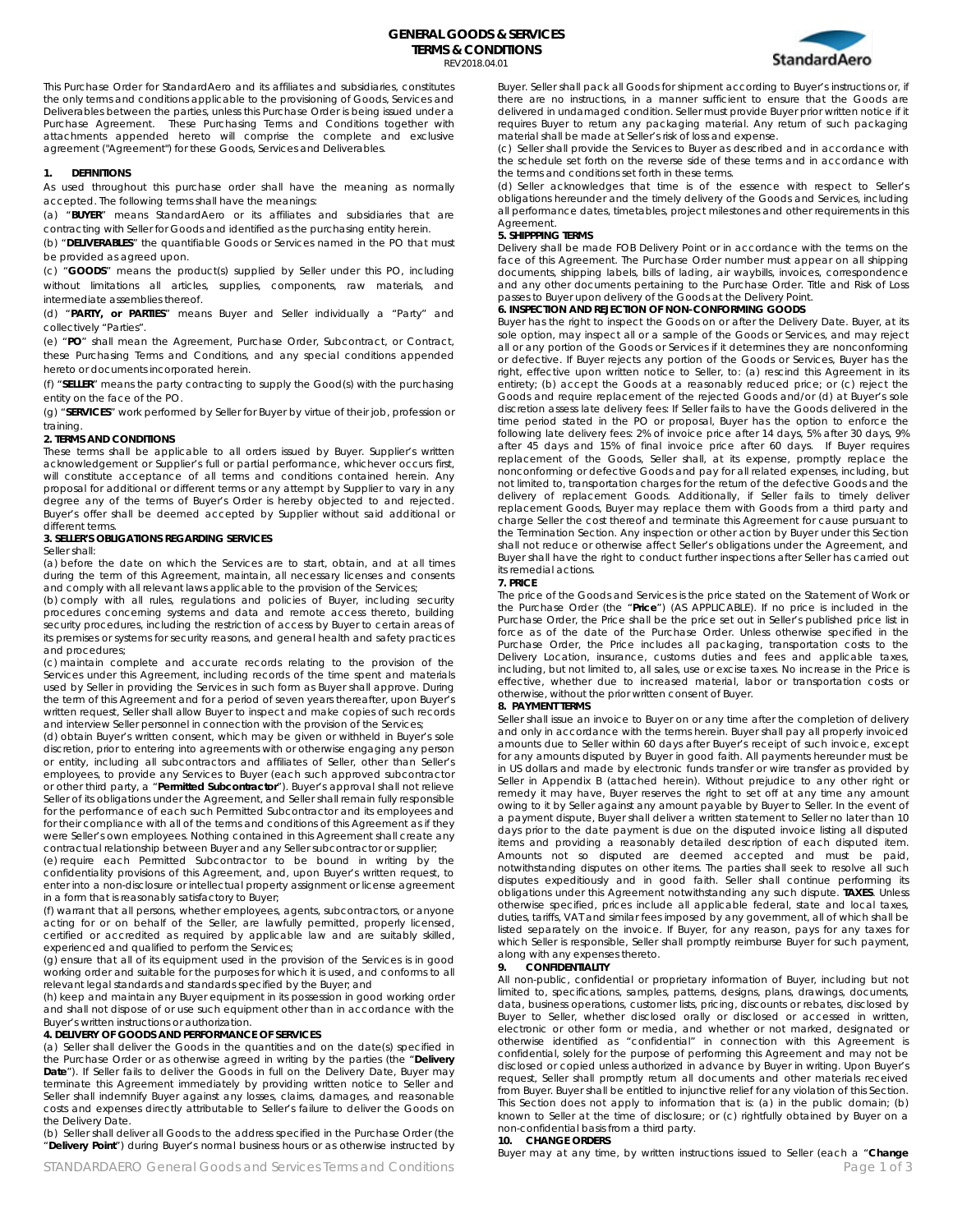# GENERAL GOODS & SERVICES TERMS & CONDITIONS

REV2018.04.01

This Purchase Order for StandardAero and its affiliates and subsidiaries, constitutes the only terms and conditions applicable to the provisioning of Goods, Services and Deliverables between the parties, unless this Purchase Order is being issued under a Purchase Agreement. These Purchasing Terms and Conditions together with attachments appended hereto will comprise the complete and exclusive agreement ("Agreement") for these Goods, Services and Deliverables.

## 1. DEFINITIONS

As used throughout this purchase order shall have the meaning as normally accepted. The following terms shall have the meanings:

(a) "**BUYER**" means StandardAero or its affiliates and subsidiaries that are contracting with Seller for Goods and identified as the purchasing entity herein.

(b) "**DELIVERABLES**" the quantifiable Goods or Services named in the PO that must be provided as agreed upon.

(c) "**GOODS**" means the product(s) supplied by Seller under this PO, including without limitations all articles, supplies, components, raw materials, and intermediate assemblies thereof.

(d) "**PARTY, or PARTIES**" means Buyer and Seller individually a "Party" and collectively "Parties".

(e) "**PO**" shall mean the Agreement, Purchase Order, Subcontract, or Contract, these Purchasing Terms and Conditions, and any special conditions appended hereto or documents incorporated herein.

(f) "**SELLER**" means the party contracting to supply the Good(s) with the purchasing entity on the face of the PO.

(g) "**SERVICES**" work performed by Seller for Buyer by virtue of their job, profession or training.

## 2. TERMS AND CONDITIONS

These terms shall be applicable to all orders issued by Buyer. Supplier's written acknowledgement or Supplier's full or partial performance, whichever occurs first, will constitute acceptance of all terms and conditions contained herein. Any proposal for additional or different terms or any attempt by Supplier to vary in any degree any of the terms of Buyer's Order is hereby objected to and rejected. Buyer's offer shall be deemed accepted by Supplier without said additional or different terms.

## 3. SELLER'S OBLIGATIONS REGARDING SERVICES

Seller shall:

(a) before the date on which the Services are to start, obtain, and at all times during the term of this Agreement, maintain, all necessary licenses and consents and comply with all relevant laws applicable to the provision of the Services;

(b) comply with all rules, regulations and policies of Buyer, including security procedures concerning systems and data and remote access thereto, building security procedures, including the restriction of access by Buyer to certain areas of its premises or systems for security reasons, and general health and safety practices and procedures;

(c) maintain complete and accurate records relating to the provision of the Services under this Agreement, including records of the time spent and materials used by Seller in providing the Services in such form as Buyer shall approve. During the term of this Agreement and for a period of seven years thereafter, upon Buyer's written request, Seller shall allow Buyer to inspect and make copies of such records and interview Seller personnel in connection with the provision of the Services;

(d) obtain Buyer's written consent, which may be given or withheld in Buyer's sole discretion, prior to entering into agreements with or otherwise engaging any person or entity, including all subcontractors and affiliates of Seller, other than Seller's employees, to provide any Services to Buyer (each such approved subcontractor or other third party, a "**Permitted Subcontractor**"). Buyer's approval shall not relieve Seller of its obligations under the Agreement, and Seller shall remain fully responsible for the performance of each such Permitted Subcontractor and its employees and for their compliance with all of the terms and conditions of this Agreement as if they were Seller's own employees. Nothing contained in this Agreement shall create any contractual relationship between Buyer and any Seller subcontractor or supplier;

(e) require each Permitted Subcontractor to be bound in writing by the confidentiality provisions of this Agreement, and, upon Buyer's written request, to enter into a non-disclosure or intellectual property assignment or license agreement in a form that is reasonably satisfactory to Buyer;

(f) warrant that all persons, whether employees, agents, subcontractors, or anyone acting for or on behalf of the Seller, are lawfully permitted, properly licensed, certified or accredited as required by applicable law and are suitably skilled, experienced and qualified to perform the Services;

(g) ensure that all of its equipment used in the provision of the Services is in good working order and suitable for the purposes for which it is used, and conforms to all relevant legal standards and standards specified by the Buyer; and

(h) keep and maintain any Buyer equipment in its possession in good working order and shall not dispose of or use such equipment other than in accordance with the Buyer's written instructions or authorization.

## 4. DELIVERY OF GOODS AND PERFORMANCE OF SERVICES

(a) Seller shall deliver the Goods in the quantities and on the date(s) specified in the Purchase Order or as otherwise agreed in writing by the parties (the "**Delivery Date**"). If Seller fails to deliver the Goods in full on the Delivery Date, Buyer may terminate this Agreement immediately by providing written notice to Seller and Seller shall indemnify Buyer against any losses, claims, damages, and reasonable costs and expenses directly attributable to Seller's failure to deliver the Goods on the Delivery Date.

(b) Seller shall deliver all Goods to the address specified in the Purchase Order (the "**Delivery Point**") during Buyer's normal business hours or as otherwise instructed by Buyer. Seller shall pack all Goods for shipment according to Buyer's instructions or, if there are no instructions, in a manner sufficient to ensure that the Goods are delivered in undamaged condition. Seller must provide Buyer prior written notice if it requires Buyer to return any packaging material. Any return of such packaging material shall be made at Seller's risk of loss and expense.

(c) Seller shall provide the Services to Buyer as described and in accordance with the schedule set forth on the reverse side of these terms and in accordance with the terms and conditions set forth in these terms.

(d) Seller acknowledges that time is of the essence with respect to Seller's obligations hereunder and the timely delivery of the Goods and Services, including all performance dates, timetables, project milestones and other requirements in this Agreement.

## 5. SHIPPPING TERMS

Delivery shall be made FOB Delivery Point or in accordance with the terms on the face of this Agreement. The Purchase Order number must appear on all shipping documents, shipping labels, bills of lading, air waybills, invoices, correspondence and any other documents pertaining to the Purchase Order. Title and Risk of Loss passes to Buyer upon delivery of the Goods at the Delivery Point.

## 6. INSPECTION AND REJECTION OF NON-CONFORMING GOODS

Buyer has the right to inspect the Goods on or after the Delivery Date. Buyer, at its sole option, may inspect all or a sample of the Goods or Services, and may reject all or any portion of the Goods or Services if it determines they are nonconforming or defective. If Buyer rejects any portion of the Goods or Services, Buyer has the right, effective upon written notice to Seller, to: (a) rescind this Agreement in its entirety; (b) accept the Goods at a reasonably reduced price; or (c) reject the Goods and require replacement of the rejected Goods and/or (d) at Buyer's sole discretion assess late delivery fees: If Seller fails to have the Goods delivered in the time period stated in the PO or proposal, Buyer has the option to enforce the following late delivery fees: 2% of invoice price after 14 days, 5% after 30 days, 9% after 45 days and 15% of final invoice price after 60 days. If Buyer requires replacement of the Goods, Seller shall, at its expense, promptly replace the nonconforming or defective Goods and pay for all related expenses, including, but not limited to, transportation charges for the return of the defective Goods and the delivery of replacement Goods. Additionally, if Seller fails to timely deliver replacement Goods, Buyer may replace them with Goods from a third party and charge Seller the cost thereof and terminate this Agreement for cause pursuant to the Termination Section. Any inspection or other action by Buyer under this Section shall not reduce or otherwise affect Seller's obligations under the Agreement, and Buyer shall have the right to conduct further inspections after Seller has carried out its remedial actions.

## 7. PRICE

The price of the Goods and Services is the price stated on the Statement of Work or the Purchase Order (the "**Price**") (AS APPLICABLE). If no price is included in the Purchase Order, the Price shall be the price set out in Seller's published price list in force as of the date of the Purchase Order. Unless otherwise specified in the Purchase Order, the Price includes all packaging, transportation costs to the Delivery Location, insurance, customs duties and fees and applicable taxes, including, but not limited to, all sales, use or excise taxes. No increase in the Price is effective, whether due to increased material, labor or transportation costs or otherwise, without the prior written consent of Buyer.

## 8. PAYMENT TERMS

Seller shall issue an invoice to Buyer on or any time after the completion of delivery and only in accordance with the terms herein. Buyer shall pay all properly invoiced amounts due to Seller within 60 days after Buyer's receipt of such invoice, except for any amounts disputed by Buyer in good faith. All payments hereunder must be in US dollars and made by electronic funds transfer or wire transfer as provided by Seller in Appendix B (attached herein). Without prejudice to any other right or remedy it may have, Buyer reserves the right to set off at any time any amount owing to it by Seller against any amount payable by Buyer to Seller. In the event of a payment dispute, Buyer shall deliver a written statement to Seller no later than 10 days prior to the date payment is due on the disputed invoice listing all disputed items and providing a reasonably detailed description of each disputed item. Amounts not so disputed are deemed accepted and must be paid, notwithstanding disputes on other items. The parties shall seek to resolve all such disputes expeditiously and in good faith. Seller shall continue performing its obligations under this Agreement notwithstanding any such dispute. **TAXES**. Unless otherwise specified, prices include all applicable federal, state and local taxes, duties, tariffs, VAT and similar fees imposed by any government, all of which shall be listed separately on the invoice. If Buyer, for any reason, pays for any taxes for which Seller is responsible, Seller shall promptly reimburse Buyer for such payment, along with any expenses thereto.

## 9. CONFIDENTIALITY

All non-public, confidential or proprietary information of Buyer, including but not limited to, specifications, samples, patterns, designs, plans, drawings, documents, data, business operations, customer lists, pricing, discounts or rebates, disclosed by Buyer to Seller, whether disclosed orally or disclosed or accessed in written, electronic or other form or media, and whether or not marked, designated or otherwise identified as "confidential" in connection with this Agreement is confidential, solely for the purpose of performing this Agreement and may not be disclosed or copied unless authorized in advance by Buyer in writing. Upon Buyer's request, Seller shall promptly return all documents and other materials received from Buyer. Buyer shall be entitled to injunctive relief for any violation of this Section. This Section does not apply to information that is: (a) in the public domain; (b) known to Seller at the time of disclosure; or (c) rightfully obtained by Buyer on a non-confidential basis from a third party.

## 10. CHANGE ORDERS

Buyer may at any time, by written instructions issued to Seller (each a "**Change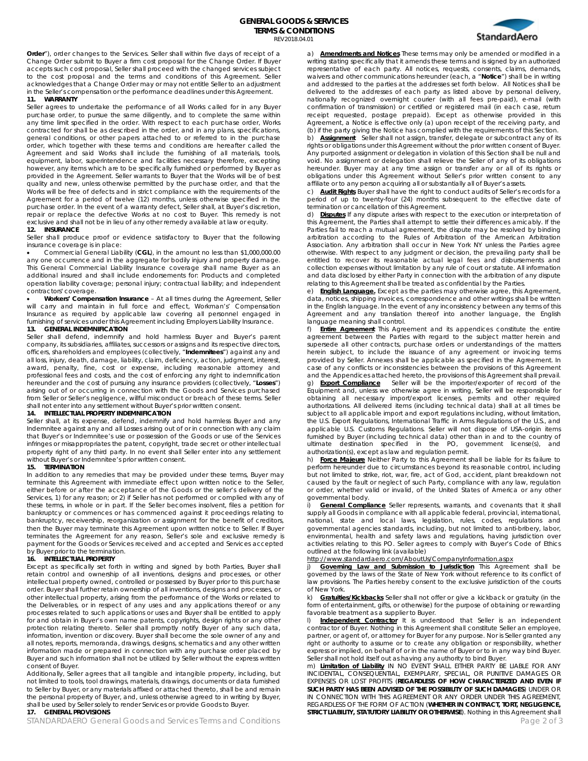Order"), order changes to the Services. Seller shall within five days of receipt of a Change Order submit to Buyer a firm cost proposal for the Change Order. If Buyer accepts such cost proposal, Seller shall proceed with the changed services subject to the cost proposal and the terms and conditions of this Agreement. Seller acknowledges that a Change Order may or may not entitle Seller to an adjustment in the Seller's compensation or the performance deadlines under this Agreement.

**11. WARRANTY**

Seller agrees to undertake the performance of all Works called for in any Buyer purchase order, to pursue the same diligently, and to complete the same within any time limit specified in the order. With respect to each purchase order, Works contracted for shall be as described in the order, and in any plans, specifications, general conditions, or other papers attached to or referred to in the purchase order, which together with these terms and conditions are hereafter called the Agreement and said Works shall include the furnishing of all materials, tools, equipment, labor, superintendence and facilities necessary therefore, excepting however, any items which are to be specifically furnished or performed by Buyer as provided in the Agreement. Seller warrants to Buyer that the Works will be of best quality and new, unless otherwise permitted by the purchase order, and that the Works will be free of defects and in strict compliance with the requirements of the Agreement for a period of twelve (12) months, unless otherwise specified in the purchase order. In the event of a warranty defect, Seller shall, at Buyer's discretion, repair or replace the defective Works at no cost to Buyer. This remedy is not exclusive and shall not be in lieu of any other remedy available at law or equity.

**12. INSURANCE**

Seller shall produce proof or evidence satisfactory to Buyer that the following insurance coverage is in place:

- Commercial General Liability (**CGL**), in the amount no less than $1,000,000.00 any one occurrence and in the aggregate for bodily injury and property damage. This General Commercial Liability Insurance coverage shall name Buyer as an additional insured and shall include endorsements for: Products and completed operation liability coverage; personal injury; contractual liability; and independent contractors' coverage.
- ***Workers' Compensation Insurance*** – At all times during the Agreement, Seller will carry and maintain in full force and effect, Workman's' Compensation Insurance as required by applicable law covering all personnel engaged in furnishing of services under this Agreement including Employers Liability Insurance.

**13. GENERAL INDEMNIFICATION**

Seller shall defend, indemnify and hold harmless Buyer and Buyer's parent company, its subsidiaries, affiliates, successors or assigns and its respective directors, officers, shareholders and employees (collectively, "**Indemnitees**") against any and all loss, injury, death, damage, liability, claim, deficiency, action, judgment, interest, award, penalty, fine, cost or expense, including reasonable attorney and professional fees and costs, and the cost of enforcing any right to indemnification hereunder and the cost of pursuing any insurance providers (collectively, "**Losses**") arising out of or occurring in connection with the Goods and Services purchased from Seller or Seller's negligence, willful misconduct or breach of these terms. Seller shall not enter into any settlement without Buyer's prior written consent.

**14. INTELLECTUAL PROPERTY INDEMNIFICATION**

Seller shall, at its expense, defend, indemnify and hold harmless Buyer and any Indemnitee against any and all Losses arising out of or in connection with any claim that Buyer's or Indemnitee's use or possession of the Goods or use of the Services infringes or misappropriates the patent, copyright, trade secret or other intellectual property right of any third party. In no event shall Seller enter into any settlement without Buyer's or Indemnitee's prior written consent.

**15. TERMINATION**

In addition to any remedies that may be provided under these terms, Buyer may terminate this Agreement with immediate effect upon written notice to the Seller, either before or after the acceptance of the Goods or the seller's delivery of the Services, 1) for any reason; or 2) if Seller has not performed or complied with any of these terms, in whole or in part. If the Seller becomes insolvent, files a petition for bankruptcy or commences or has commenced against it proceedings relating to bankruptcy, receivership, reorganization or assignment for the benefit of creditors, then the Buyer may terminate this Agreement upon written notice to Seller. If Buyer terminates the Agreement for any reason, Seller's sole and exclusive remedy is payment for the Goods or Services received and accepted and Services accepted by Buyer prior to the termination.

**16. INTELLECTUAL PROPERTY**

Except as specifically set forth in writing and signed by both Parties, Buyer shall retain control and ownership of all inventions, designs and processes, or other intellectual property owned, controlled or possessed by Buyer prior to this purchase order. Buyer shall further retain ownership of all inventions, designs and processes, or other intellectual property, arising from the performance of the Works or related to the Deliverables, or in respect of any uses and any applications thereof or any processes related to such applications or uses and Buyer shall be entitled to apply for and obtain in Buyer's own name patents, copyrights, design rights or any other protection relating thereto. Seller shall promptly notify Buyer of any such data, information, invention or discovery. Buyer shall become the sole owner of any and all notes, reports, memoranda, drawings, designs, schematics and any other written information made or prepared in connection with any purchase order placed by Buyer and such information shall not be utilized by Seller without the express written consent of Buyer.

Additionally, Seller agrees that all tangible and intangible property, including, but not limited to tools, tool drawings, materials, drawings, documents or data furnished to Seller by Buyer, or any materials affixed or attached thereto, shall be and remain the personal property of Buyer, and, unless otherwise agreed to in writing by Buyer, shall be used by Seller solely to render Services or provide Goods to Buyer.

**17. GENERAL PROVISIONS**

a) **Amendments and Notices** These terms may only be amended or modified in a writing stating specifically that it amends these terms and is signed by an authorized representative of each party. All notices, requests, consents, claims, demands, waivers and other communications hereunder (each, a "**Notice**") shall be in writing and addressed to the parties at the addresses set forth below. All Notices shall be delivered to the addresses of each party as listed above by personal delivery, nationally recognized overnight courier (with all fees pre-paid), e-mail (with confirmation of transmission) or certified or registered mail (in each case, return receipt requested, postage prepaid). Except as otherwise provided in this Agreement, a Notice is effective only (a) upon receipt of the receiving party, and (b) if the party giving the Notice has complied with the requirements of this Section.

b) **Assignment** Seller shall not assign, transfer, delegate or subcontract any of its rights or obligations under this Agreement without the prior written consent of Buyer. Any purported assignment or delegation in violation of this Section shall be null and void. No assignment or delegation shall relieve the Seller of any of its obligations hereunder. Buyer may at any time assign or transfer any or all of its rights or obligations under this Agreement without Seller's prior written consent to any affiliate or to any person acquiring all or substantially all of Buyer's assets.

c) **Audit Rights** Buyer shall have the right to conduct audits of Seller's records for a period of up to twenty-four (24) months subsequent to the effective date of termination or cancellation of this Agreement.

d) **Disputes** If any dispute arises with respect to the execution or interpretation of this Agreement, the Parties shall attempt to settle their differences amicably. If the Parties fail to reach a mutual agreement, the dispute may be resolved by binding arbitration according to the Rules of Arbitration of the American Arbitration Association. Any arbitration shall occur in New York NY unless the Parties agree otherwise. With respect to any judgment or decision, the prevailing party shall be entitled to recover its reasonable actual legal fees and disbursements and collection expenses without limitation by any rule of court or statute. All information and data disclosed by either Party in connection with the arbitration of any dispute relating to this Agreement shall be treated as confidential by the Parties.

e) **English Language.** Except as the parties may otherwise agree, this Agreement, data, notices, shipping invoices, correspondence and other writings shall be written in the English language. In the event of any inconsistency between any terms of this Agreement and any translation thereof into another language, the English language meaning shall control.

f) **Entire Agreement** This Agreement and its appendices constitute the entire agreement between the Parties with regard to the subject matter herein and supersede all other contracts, purchase orders or understandings of the matters herein subject, to include the issuance of any agreement or invoicing terms provided by Seller. Annexes shall be applicable as specified in the Agreement. In case of any conflicts or inconsistencies between the provisions of this Agreement and the Appendices attached hereto, the provisions of this Agreement shall prevail.

g) **Export Compliance** Seller will be the importer/exporter of record of the Equipment and, unless we otherwise agree in writing, Seller will be responsible for obtaining all necessary import/export licenses, permits and other required authorizations. All delivered items (including technical data) shall at all times be subject to all applicable import and export regulations including, without limitation, the U.S. Export Regulations, International Traffic in Arms Regulations of the U.S., and applicable U.S. Customs Regulations. Seller will not dispose of USA-origin items furnished by Buyer (including technical data) other than in and to the country of ultimate destination specified in the PO, government license(s), and authorization(s), except as law and regulation permit.

h) **Force Majeure** Neither Party to this Agreement shall be liable for its failure to perform hereunder due to circumstances beyond its reasonable control, including but not limited to strike, riot, war, fire, act of God, accident, plant breakdown not caused by the fault or neglect of such Party, compliance with any law, regulation or order, whether valid or invalid, of the United States of America or any other governmental body.

i) **General Compliance** Seller represents, warrants, and covenants that it shall supply all Goods in compliance with all applicable federal, provincial, international, national, state and local laws, legislation, rules, codes, regulations and governmental agencies standards, including, but not limited to anti-bribery, labor, environmental, health and safety laws and regulations, having jurisdiction over activities relating to this PO. Seller agrees to comply with Buyer's Code of Ethics outlined at the following link (available)

http://www.standardaero.com/AboutUs/CompanyInformation.aspx

j) **Governing Law and Submission to Jurisdiction** This Agreement shall be governed by the laws of the State of New York without reference to its conflict of law provisions. The Parties hereby consent to the exclusive jurisdiction of the courts of New York.

k) **Gratuities/Kickbacks** Seller shall not offer or give a kickback or gratuity (in the form of entertainment, gifts, or otherwise) for the purpose of obtaining or rewarding favorable treatment as a supplier to Buyer.

l) **Independent Contractor** It is understood that Seller is an independent contractor of Buyer. Nothing in this Agreement shall constitute Seller an employee, partner, or agent of, or attorney for Buyer for any purpose. Nor is Seller granted any right or authority to assume or to create any obligation or responsibility, whether express or implied, on behalf of or in the name of Buyer or to in any way bind Buyer. Seller shall not hold itself out as having any authority to bind Buyer.

m) **Limitation of Liability** IN NO EVENT SHALL EITHER PARTY BE LIABLE FOR ANY INCIDENTAL, CONSEQUENTIAL, EXEMPLARY, SPECIAL, OR PUNITIVE DAMAGES OR EXPENSES OR LOST PROFITS (**REGARDLESS OF HOW CHARACTERIZED AND EVEN IF SUCH PARTY HAS BEEN ADVISED OF THE POSSIBILITY OF SUCH DAMAGES**) UNDER OR IN CONNECTION WITH THIS AGREEMENT OR ANY ORDER UNDER THIS AGREEMENT, REGARDLESS OF THE FORM OF ACTION (**WHETHER IN CONTRACT, TORT, NEGLIGENCE, STRICT LIABILITY, STATUTORY LIABILITY OR OTHERWISE**). Nothing in this Agreement shall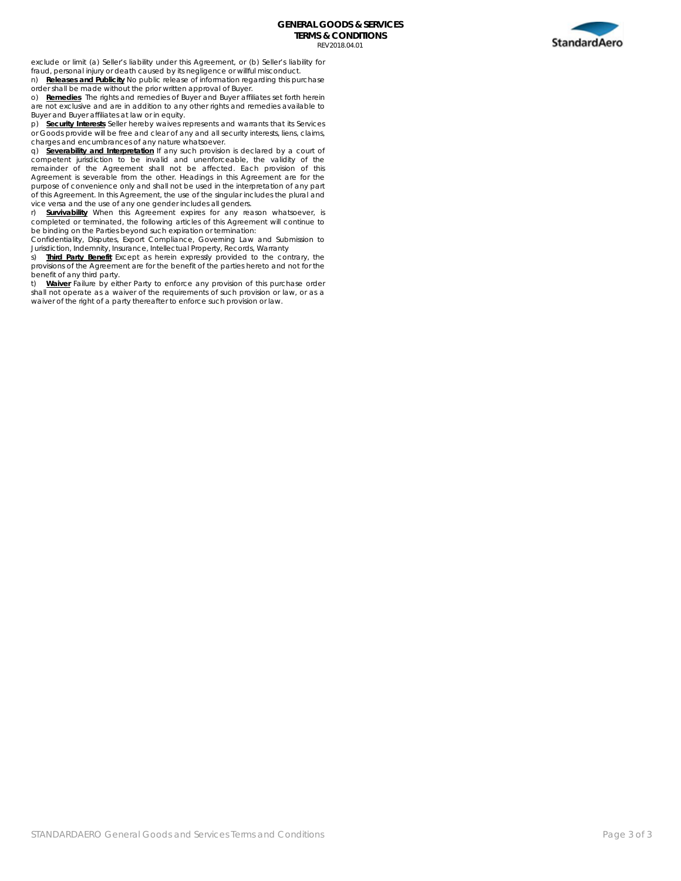exclude or limit (a) Seller's liability under this Agreement, or (b) Seller's liability for fraud, personal injury or death caused by its negligence or willful misconduct.

n) **Releases and Publicity** No public release of information regarding this purchase order shall be made without the prior written approval of Buyer.

o) **Remedies** The rights and remedies of Buyer and Buyer affiliates set forth herein are not exclusive and are in addition to any other rights and remedies available to Buyer and Buyer affiliates at law or in equity.

p) **Security Interests** Seller hereby waives represents and warrants that its Services or Goods provide will be free and clear of any and all security interests, liens, claims, charges and encumbrances of any nature whatsoever.

q) **Severability and Interpretation** If any such provision is declared by a court of competent jurisdiction to be invalid and unenforceable, the validity of the remainder of the Agreement shall not be affected. Each provision of this Agreement is severable from the other. Headings in this Agreement are for the purpose of convenience only and shall not be used in the interpretation of any part of this Agreement. In this Agreement, the use of the singular includes the plural and vice versa and the use of any one gender includes all genders.

r) **Survivability** When this Agreement expires for any reason whatsoever, is completed or terminated, the following articles of this Agreement will continue to be binding on the Parties beyond such expiration or termination:

Confidentiality, Disputes, Export Compliance, Governing Law and Submission to Jurisdiction, Indemnity, Insurance, Intellectual Property, Records, Warranty

s) **Third Party Benefit** Except as herein expressly provided to the contrary, the provisions of the Agreement are for the benefit of the parties hereto and not for the benefit of any third party.

t) **Waiver** Failure by either Party to enforce any provision of this purchase order shall not operate as a waiver of the requirements of such provision or law, or as a waiver of the right of a party thereafter to enforce such provision or law.